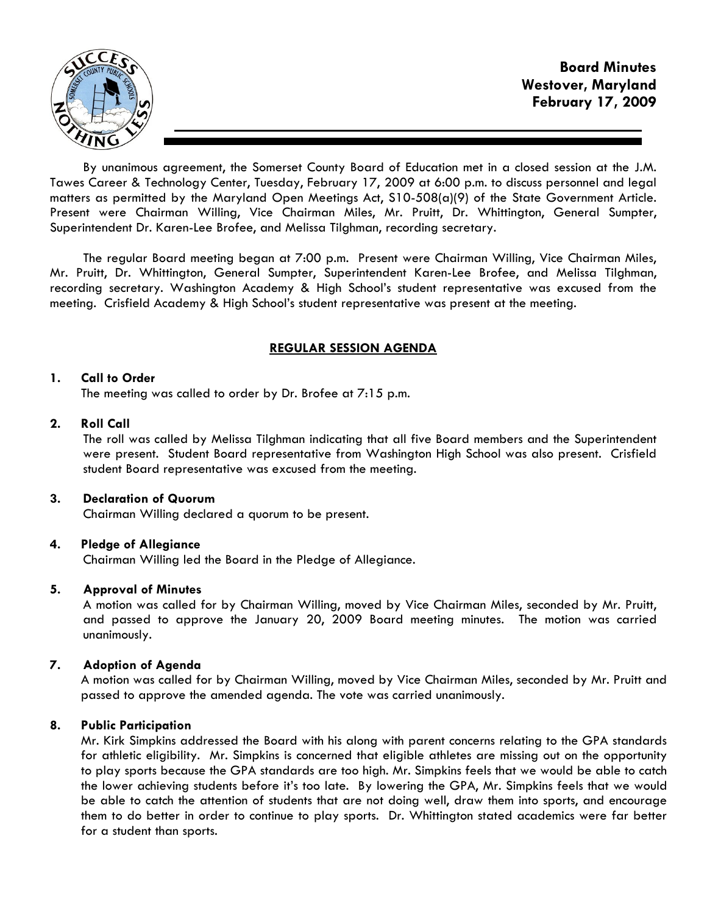**Board Minutes**
**Westover, Maryland**
**February 17, 2009**

By unanimous agreement, the Somerset County Board of Education met in a closed session at the J.M. Tawes Career & Technology Center, Tuesday, February 17, 2009 at 6:00 p.m. to discuss personnel and legal matters as permitted by the Maryland Open Meetings Act, S10-508(a)(9) of the State Government Article. Present were Chairman Willing, Vice Chairman Miles, Mr. Pruitt, Dr. Whittington, General Sumpter, Superintendent Dr. Karen-Lee Brofee, and Melissa Tilghman, recording secretary.

The regular Board meeting began at 7:00 p.m. Present were Chairman Willing, Vice Chairman Miles, Mr. Pruitt, Dr. Whittington, General Sumpter, Superintendent Karen-Lee Brofee, and Melissa Tilghman, recording secretary. Washington Academy & High School's student representative was excused from the meeting. Crisfield Academy & High School's student representative was present at the meeting.

## REGULAR SESSION AGENDA

**1. Call to Order**

The meeting was called to order by Dr. Brofee at 7:15 p.m.

**2. Roll Call**

The roll was called by Melissa Tilghman indicating that all five Board members and the Superintendent were present. Student Board representative from Washington High School was also present. Crisfield student Board representative was excused from the meeting.

**3. Declaration of Quorum**

Chairman Willing declared a quorum to be present.

**4. Pledge of Allegiance**

Chairman Willing led the Board in the Pledge of Allegiance.

**5. Approval of Minutes**

A motion was called for by Chairman Willing, moved by Vice Chairman Miles, seconded by Mr. Pruitt, and passed to approve the January 20, 2009 Board meeting minutes. The motion was carried unanimously.

**7. Adoption of Agenda**

A motion was called for by Chairman Willing, moved by Vice Chairman Miles, seconded by Mr. Pruitt and passed to approve the amended agenda. The vote was carried unanimously.

**8. Public Participation**

Mr. Kirk Simpkins addressed the Board with his along with parent concerns relating to the GPA standards for athletic eligibility. Mr. Simpkins is concerned that eligible athletes are missing out on the opportunity to play sports because the GPA standards are too high. Mr. Simpkins feels that we would be able to catch the lower achieving students before it's too late. By lowering the GPA, Mr. Simpkins feels that we would be able to catch the attention of students that are not doing well, draw them into sports, and encourage them to do better in order to continue to play sports. Dr. Whittington stated academics were far better for a student than sports.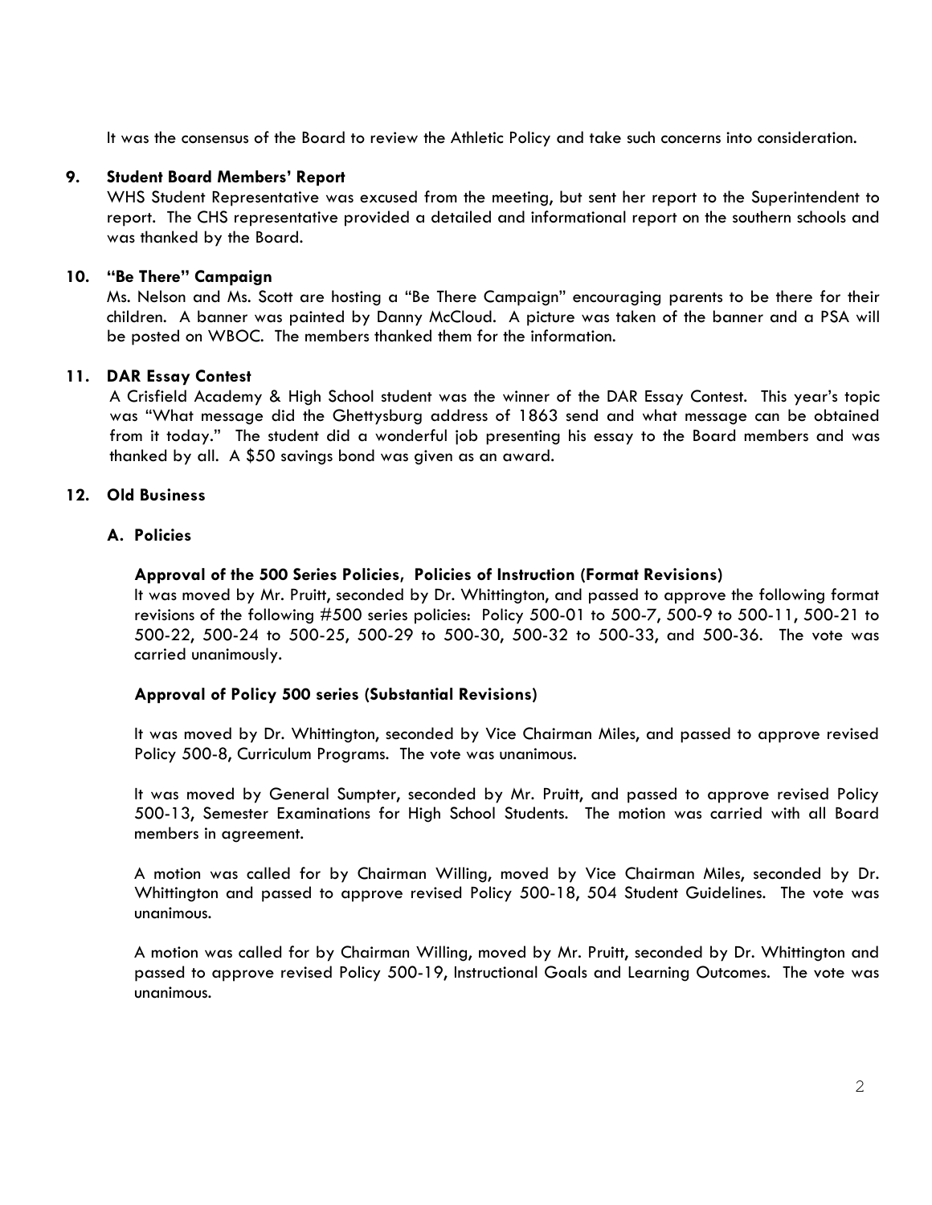It was the consensus of the Board to review the Athletic Policy and take such concerns into consideration.

**9. Student Board Members' Report**

WHS Student Representative was excused from the meeting, but sent her report to the Superintendent to report. The CHS representative provided a detailed and informational report on the southern schools and was thanked by the Board.

**10. "Be There" Campaign**

Ms. Nelson and Ms. Scott are hosting a "Be There Campaign" encouraging parents to be there for their children. A banner was painted by Danny McCloud. A picture was taken of the banner and a PSA will be posted on WBOC. The members thanked them for the information.

**11. DAR Essay Contest**

A Crisfield Academy & High School student was the winner of the DAR Essay Contest. This year's topic was "What message did the Ghettysburg address of 1863 send and what message can be obtained from it today." The student did a wonderful job presenting his essay to the Board members and was thanked by all. A $50 savings bond was given as an award.

**12. Old Business**

**A. Policies**

**Approval of the 500 Series Policies, Policies of Instruction (Format Revisions)**

It was moved by Mr. Pruitt, seconded by Dr. Whittington, and passed to approve the following format revisions of the following #500 series policies: Policy 500-01 to 500-7, 500-9 to 500-11, 500-21 to 500-22, 500-24 to 500-25, 500-29 to 500-30, 500-32 to 500-33, and 500-36. The vote was carried unanimously.

**Approval of Policy 500 series (Substantial Revisions)**

It was moved by Dr. Whittington, seconded by Vice Chairman Miles, and passed to approve revised Policy 500-8, Curriculum Programs. The vote was unanimous.

It was moved by General Sumpter, seconded by Mr. Pruitt, and passed to approve revised Policy 500-13, Semester Examinations for High School Students. The motion was carried with all Board members in agreement.

A motion was called for by Chairman Willing, moved by Vice Chairman Miles, seconded by Dr. Whittington and passed to approve revised Policy 500-18, 504 Student Guidelines. The vote was unanimous.

A motion was called for by Chairman Willing, moved by Mr. Pruitt, seconded by Dr. Whittington and passed to approve revised Policy 500-19, Instructional Goals and Learning Outcomes. The vote was unanimous.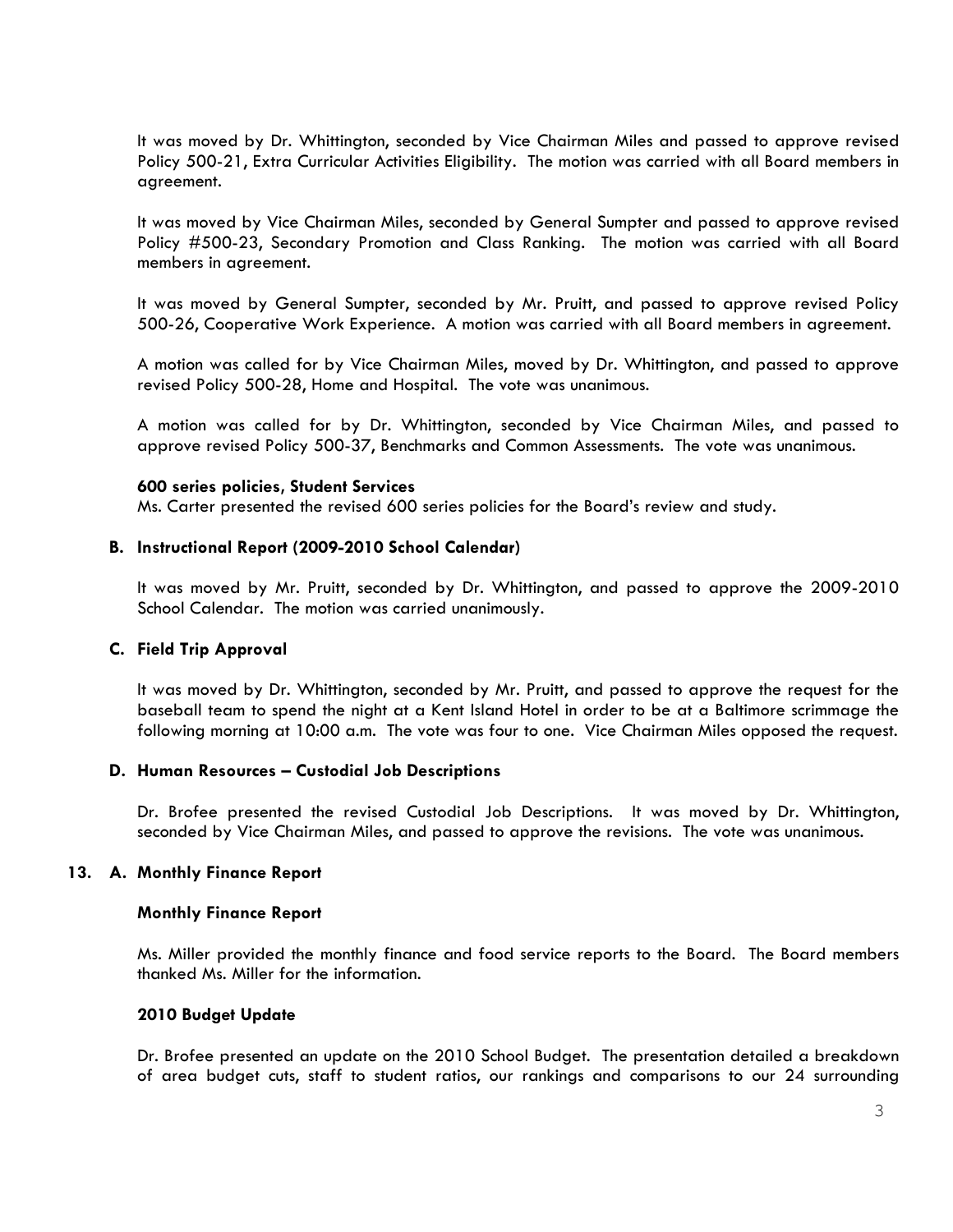It was moved by Dr. Whittington, seconded by Vice Chairman Miles and passed to approve revised Policy 500-21, Extra Curricular Activities Eligibility. The motion was carried with all Board members in agreement.

It was moved by Vice Chairman Miles, seconded by General Sumpter and passed to approve revised Policy #500-23, Secondary Promotion and Class Ranking. The motion was carried with all Board members in agreement.

It was moved by General Sumpter, seconded by Mr. Pruitt, and passed to approve revised Policy 500-26, Cooperative Work Experience. A motion was carried with all Board members in agreement.

A motion was called for by Vice Chairman Miles, moved by Dr. Whittington, and passed to approve revised Policy 500-28, Home and Hospital. The vote was unanimous.

A motion was called for by Dr. Whittington, seconded by Vice Chairman Miles, and passed to approve revised Policy 500-37, Benchmarks and Common Assessments. The vote was unanimous.

**600 series policies, Student Services**
Ms. Carter presented the revised 600 series policies for the Board's review and study.

**B. Instructional Report (2009-2010 School Calendar)**

It was moved by Mr. Pruitt, seconded by Dr. Whittington, and passed to approve the 2009-2010 School Calendar. The motion was carried unanimously.

**C. Field Trip Approval**

It was moved by Dr. Whittington, seconded by Mr. Pruitt, and passed to approve the request for the baseball team to spend the night at a Kent Island Hotel in order to be at a Baltimore scrimmage the following morning at 10:00 a.m. The vote was four to one. Vice Chairman Miles opposed the request.

**D. Human Resources – Custodial Job Descriptions**

Dr. Brofee presented the revised Custodial Job Descriptions. It was moved by Dr. Whittington, seconded by Vice Chairman Miles, and passed to approve the revisions. The vote was unanimous.

**13. A. Monthly Finance Report**

**Monthly Finance Report**

Ms. Miller provided the monthly finance and food service reports to the Board. The Board members thanked Ms. Miller for the information.

**2010 Budget Update**

Dr. Brofee presented an update on the 2010 School Budget. The presentation detailed a breakdown of area budget cuts, staff to student ratios, our rankings and comparisons to our 24 surrounding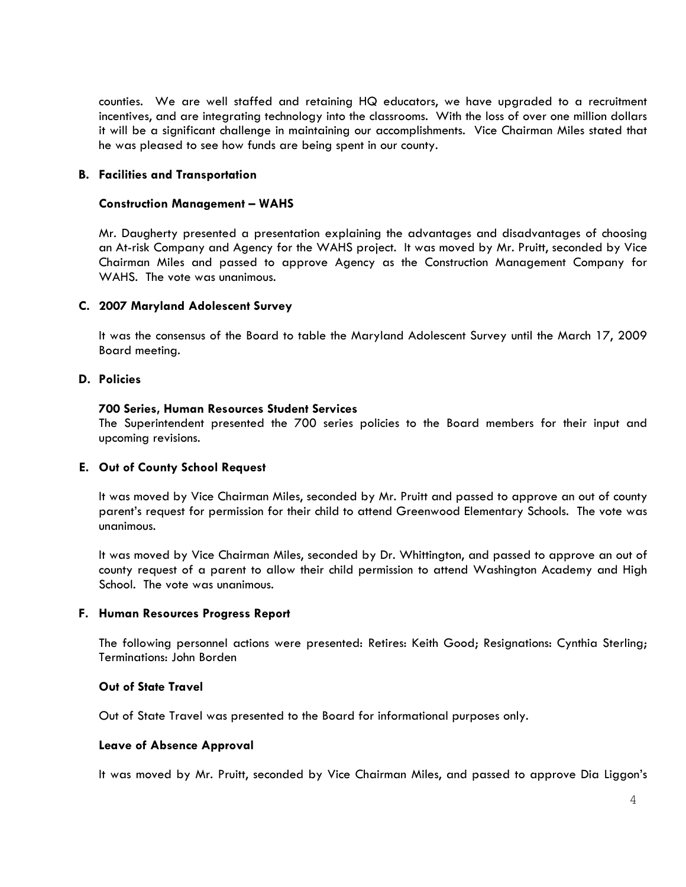counties. We are well staffed and retaining HQ educators, we have upgraded to a recruitment incentives, and are integrating technology into the classrooms. With the loss of over one million dollars it will be a significant challenge in maintaining our accomplishments. Vice Chairman Miles stated that he was pleased to see how funds are being spent in our county.

**B. Facilities and Transportation**

**Construction Management – WAHS**

Mr. Daugherty presented a presentation explaining the advantages and disadvantages of choosing an At-risk Company and Agency for the WAHS project. It was moved by Mr. Pruitt, seconded by Vice Chairman Miles and passed to approve Agency as the Construction Management Company for WAHS. The vote was unanimous.

**C. 2007 Maryland Adolescent Survey**

It was the consensus of the Board to table the Maryland Adolescent Survey until the March 17, 2009 Board meeting.

**D. Policies**

**700 Series, Human Resources Student Services**

The Superintendent presented the 700 series policies to the Board members for their input and upcoming revisions.

**E. Out of County School Request**

It was moved by Vice Chairman Miles, seconded by Mr. Pruitt and passed to approve an out of county parent's request for permission for their child to attend Greenwood Elementary Schools. The vote was unanimous.

It was moved by Vice Chairman Miles, seconded by Dr. Whittington, and passed to approve an out of county request of a parent to allow their child permission to attend Washington Academy and High School. The vote was unanimous.

**F. Human Resources Progress Report**

The following personnel actions were presented: Retires: Keith Good; Resignations: Cynthia Sterling; Terminations: John Borden

**Out of State Travel**

Out of State Travel was presented to the Board for informational purposes only.

**Leave of Absence Approval**

It was moved by Mr. Pruitt, seconded by Vice Chairman Miles, and passed to approve Dia Liggon's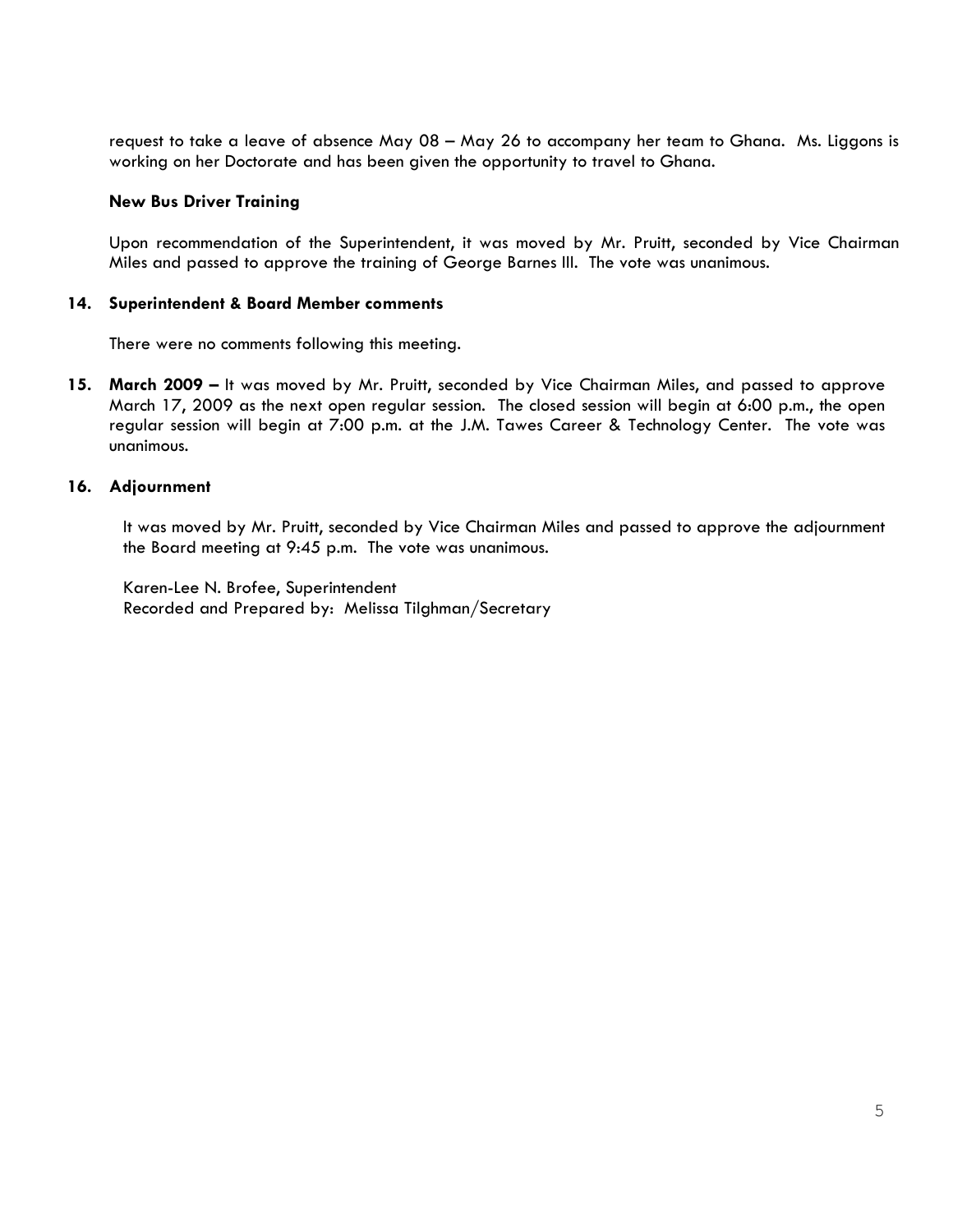request to take a leave of absence May 08 – May 26 to accompany her team to Ghana. Ms. Liggons is working on her Doctorate and has been given the opportunity to travel to Ghana.

**New Bus Driver Training**

Upon recommendation of the Superintendent, it was moved by Mr. Pruitt, seconded by Vice Chairman Miles and passed to approve the training of George Barnes III. The vote was unanimous.

**14. Superintendent & Board Member comments**

There were no comments following this meeting.

**15. March 2009 –** It was moved by Mr. Pruitt, seconded by Vice Chairman Miles, and passed to approve March 17, 2009 as the next open regular session. The closed session will begin at 6:00 p.m., the open regular session will begin at 7:00 p.m. at the J.M. Tawes Career & Technology Center. The vote was unanimous.

**16. Adjournment**

It was moved by Mr. Pruitt, seconded by Vice Chairman Miles and passed to approve the adjournment the Board meeting at 9:45 p.m. The vote was unanimous.

Karen-Lee N. Brofee, Superintendent
Recorded and Prepared by: Melissa Tilghman/Secretary